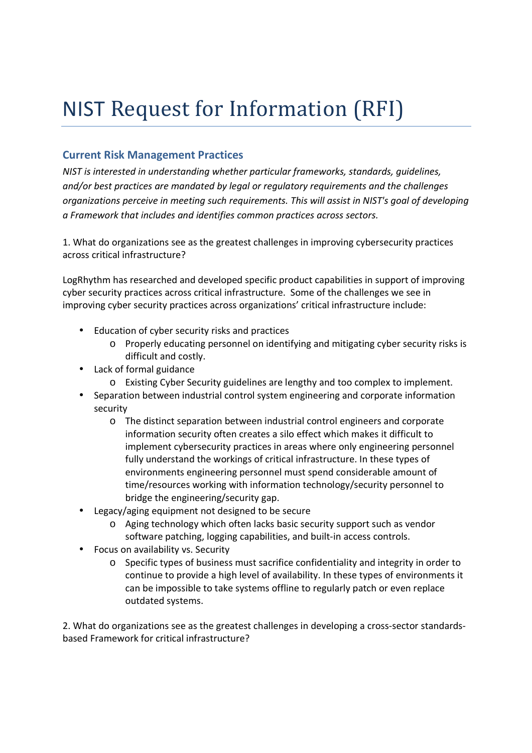# NIST Request for Information (RFI)

## Current Risk Management Practices

*NIST is interested in understanding whether particular frameworks, standards, guidelines, and/or best practices are mandated by legal or regulatory requirements and the challenges organizations perceive in meeting such requirements. This will assist in NIST's goal of developing a Framework that includes and identifies common practices across sectors.*

1. What do organizations see as the greatest challenges in improving cybersecurity practices across critical infrastructure?

LogRhythm has researched and developed specific product capabilities in support of improving cyber security practices across critical infrastructure. Some of the challenges we see in improving cyber security practices across organizations' critical infrastructure include:

- Education of cyber security risks and practices
    - Properly educating personnel on identifying and mitigating cyber security risks is difficult and costly.
- Lack of formal guidance
    - Existing Cyber Security guidelines are lengthy and too complex to implement.
- Separation between industrial control system engineering and corporate information security
    - The distinct separation between industrial control engineers and corporate information security often creates a silo effect which makes it difficult to implement cybersecurity practices in areas where only engineering personnel fully understand the workings of critical infrastructure. In these types of environments engineering personnel must spend considerable amount of time/resources working with information technology/security personnel to bridge the engineering/security gap.
- Legacy/aging equipment not designed to be secure
    - Aging technology which often lacks basic security support such as vendor software patching, logging capabilities, and built-in access controls.
- Focus on availability vs. Security
    - Specific types of business must sacrifice confidentiality and integrity in order to continue to provide a high level of availability. In these types of environments it can be impossible to take systems offline to regularly patch or even replace outdated systems.

2. What do organizations see as the greatest challenges in developing a cross-sector standards-based Framework for critical infrastructure?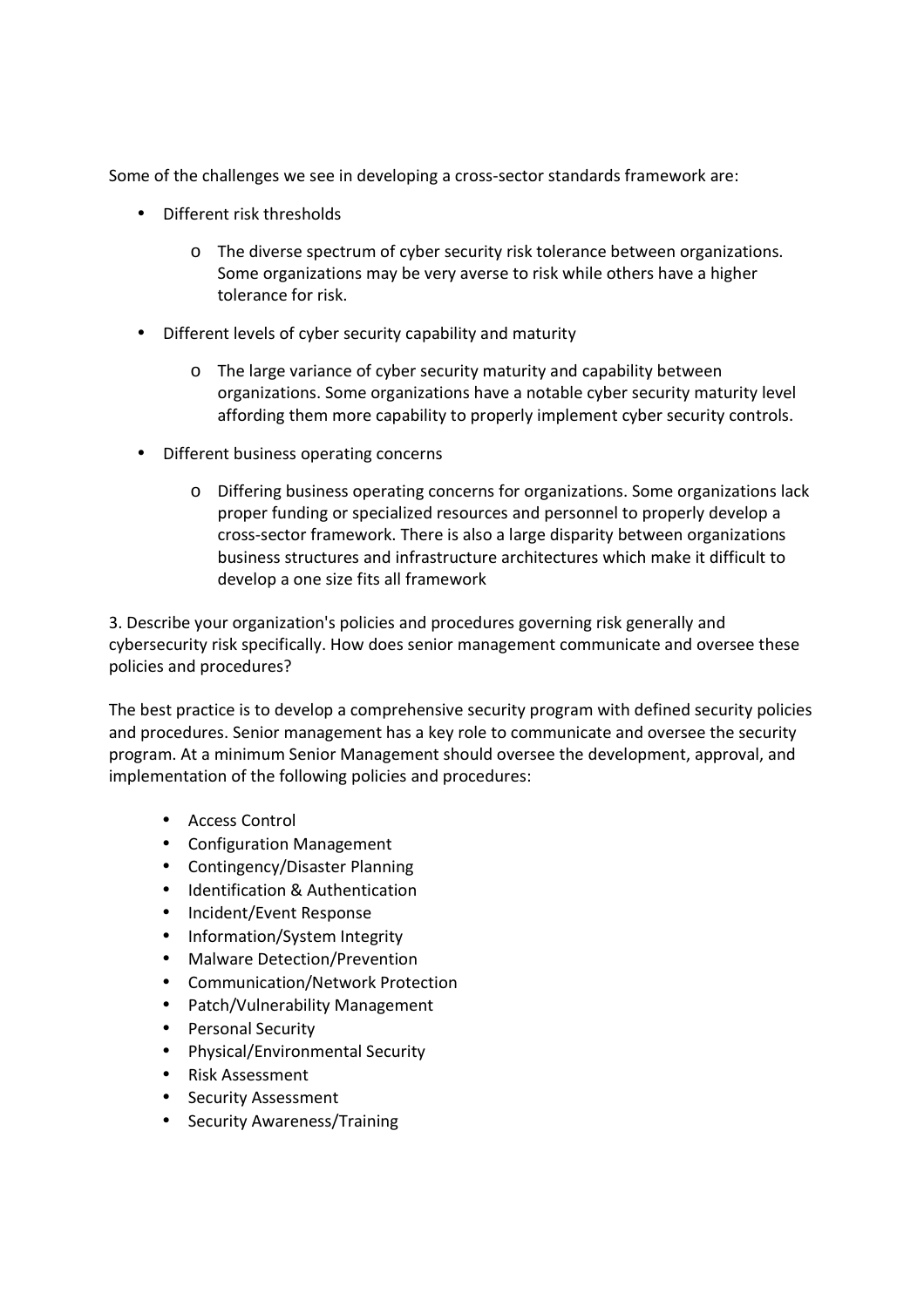Some of the challenges we see in developing a cross-sector standards framework are:

- Different risk thresholds
    - The diverse spectrum of cyber security risk tolerance between organizations. Some organizations may be very averse to risk while others have a higher tolerance for risk.
- Different levels of cyber security capability and maturity
    - The large variance of cyber security maturity and capability between organizations. Some organizations have a notable cyber security maturity level affording them more capability to properly implement cyber security controls.
- Different business operating concerns
    - Differing business operating concerns for organizations. Some organizations lack proper funding or specialized resources and personnel to properly develop a cross-sector framework. There is also a large disparity between organizations business structures and infrastructure architectures which make it difficult to develop a one size fits all framework

3. Describe your organization's policies and procedures governing risk generally and cybersecurity risk specifically. How does senior management communicate and oversee these policies and procedures?

The best practice is to develop a comprehensive security program with defined security policies and procedures. Senior management has a key role to communicate and oversee the security program. At a minimum Senior Management should oversee the development, approval, and implementation of the following policies and procedures:

- Access Control
- Configuration Management
- Contingency/Disaster Planning
- Identification & Authentication
- Incident/Event Response
- Information/System Integrity
- Malware Detection/Prevention
- Communication/Network Protection
- Patch/Vulnerability Management
- Personal Security
- Physical/Environmental Security
- Risk Assessment
- Security Assessment
- Security Awareness/Training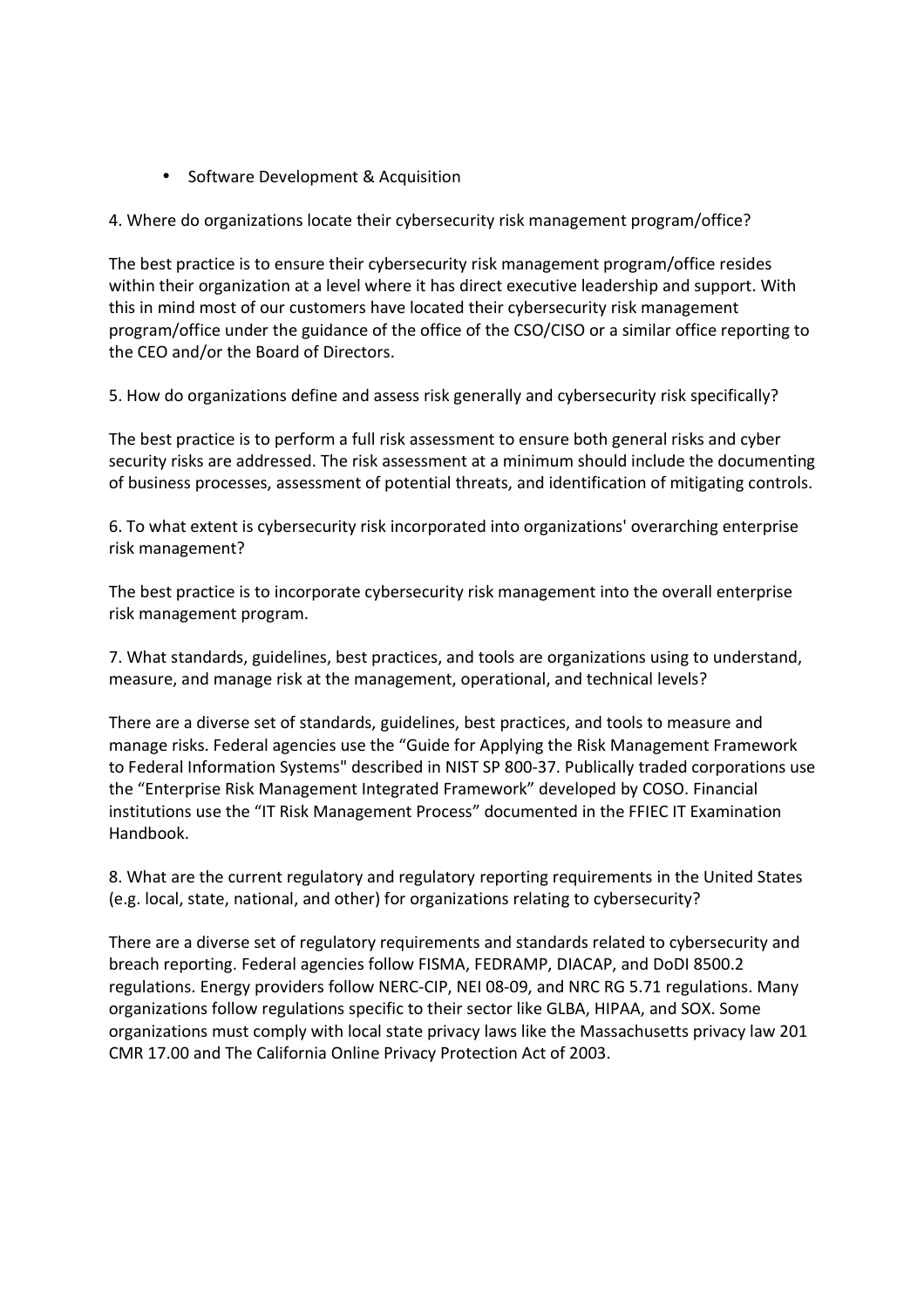- Software Development & Acquisition

4. Where do organizations locate their cybersecurity risk management program/office?

The best practice is to ensure their cybersecurity risk management program/office resides within their organization at a level where it has direct executive leadership and support. With this in mind most of our customers have located their cybersecurity risk management program/office under the guidance of the office of the CSO/CISO or a similar office reporting to the CEO and/or the Board of Directors.

5. How do organizations define and assess risk generally and cybersecurity risk specifically?

The best practice is to perform a full risk assessment to ensure both general risks and cyber security risks are addressed. The risk assessment at a minimum should include the documenting of business processes, assessment of potential threats, and identification of mitigating controls.

6. To what extent is cybersecurity risk incorporated into organizations' overarching enterprise risk management?

The best practice is to incorporate cybersecurity risk management into the overall enterprise risk management program.

7. What standards, guidelines, best practices, and tools are organizations using to understand, measure, and manage risk at the management, operational, and technical levels?

There are a diverse set of standards, guidelines, best practices, and tools to measure and manage risks. Federal agencies use the "Guide for Applying the Risk Management Framework to Federal Information Systems" described in NIST SP 800-37. Publically traded corporations use the "Enterprise Risk Management Integrated Framework" developed by COSO. Financial institutions use the "IT Risk Management Process" documented in the FFIEC IT Examination Handbook.

8. What are the current regulatory and regulatory reporting requirements in the United States (e.g. local, state, national, and other) for organizations relating to cybersecurity?

There are a diverse set of regulatory requirements and standards related to cybersecurity and breach reporting. Federal agencies follow FISMA, FEDRAMP, DIACAP, and DoDI 8500.2 regulations. Energy providers follow NERC-CIP, NEI 08-09, and NRC RG 5.71 regulations. Many organizations follow regulations specific to their sector like GLBA, HIPAA, and SOX. Some organizations must comply with local state privacy laws like the Massachusetts privacy law 201 CMR 17.00 and The California Online Privacy Protection Act of 2003.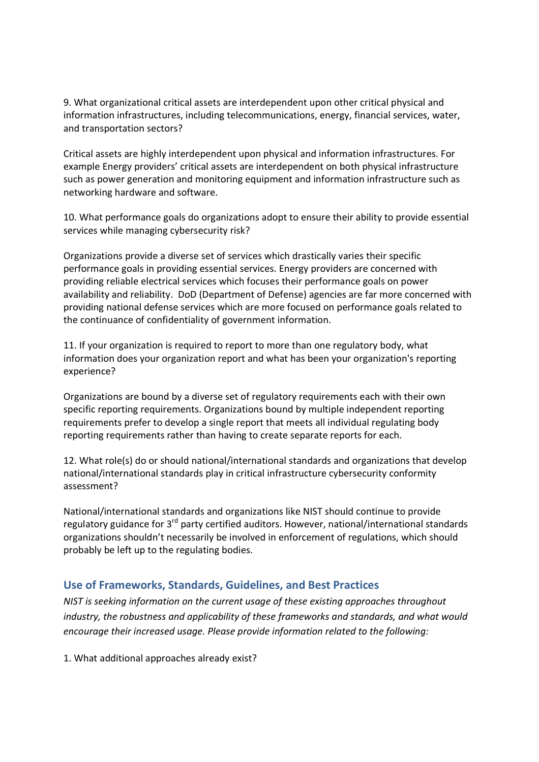9. What organizational critical assets are interdependent upon other critical physical and information infrastructures, including telecommunications, energy, financial services, water, and transportation sectors?

Critical assets are highly interdependent upon physical and information infrastructures. For example Energy providers' critical assets are interdependent on both physical infrastructure such as power generation and monitoring equipment and information infrastructure such as networking hardware and software.

10. What performance goals do organizations adopt to ensure their ability to provide essential services while managing cybersecurity risk?

Organizations provide a diverse set of services which drastically varies their specific performance goals in providing essential services. Energy providers are concerned with providing reliable electrical services which focuses their performance goals on power availability and reliability. DoD (Department of Defense) agencies are far more concerned with providing national defense services which are more focused on performance goals related to the continuance of confidentiality of government information.

11. If your organization is required to report to more than one regulatory body, what information does your organization report and what has been your organization's reporting experience?

Organizations are bound by a diverse set of regulatory requirements each with their own specific reporting requirements. Organizations bound by multiple independent reporting requirements prefer to develop a single report that meets all individual regulating body reporting requirements rather than having to create separate reports for each.

12. What role(s) do or should national/international standards and organizations that develop national/international standards play in critical infrastructure cybersecurity conformity assessment?

National/international standards and organizations like NIST should continue to provide regulatory guidance for 3rd party certified auditors. However, national/international standards organizations shouldn't necessarily be involved in enforcement of regulations, which should probably be left up to the regulating bodies.

## Use of Frameworks, Standards, Guidelines, and Best Practices

*NIST is seeking information on the current usage of these existing approaches throughout industry, the robustness and applicability of these frameworks and standards, and what would encourage their increased usage. Please provide information related to the following:*

1. What additional approaches already exist?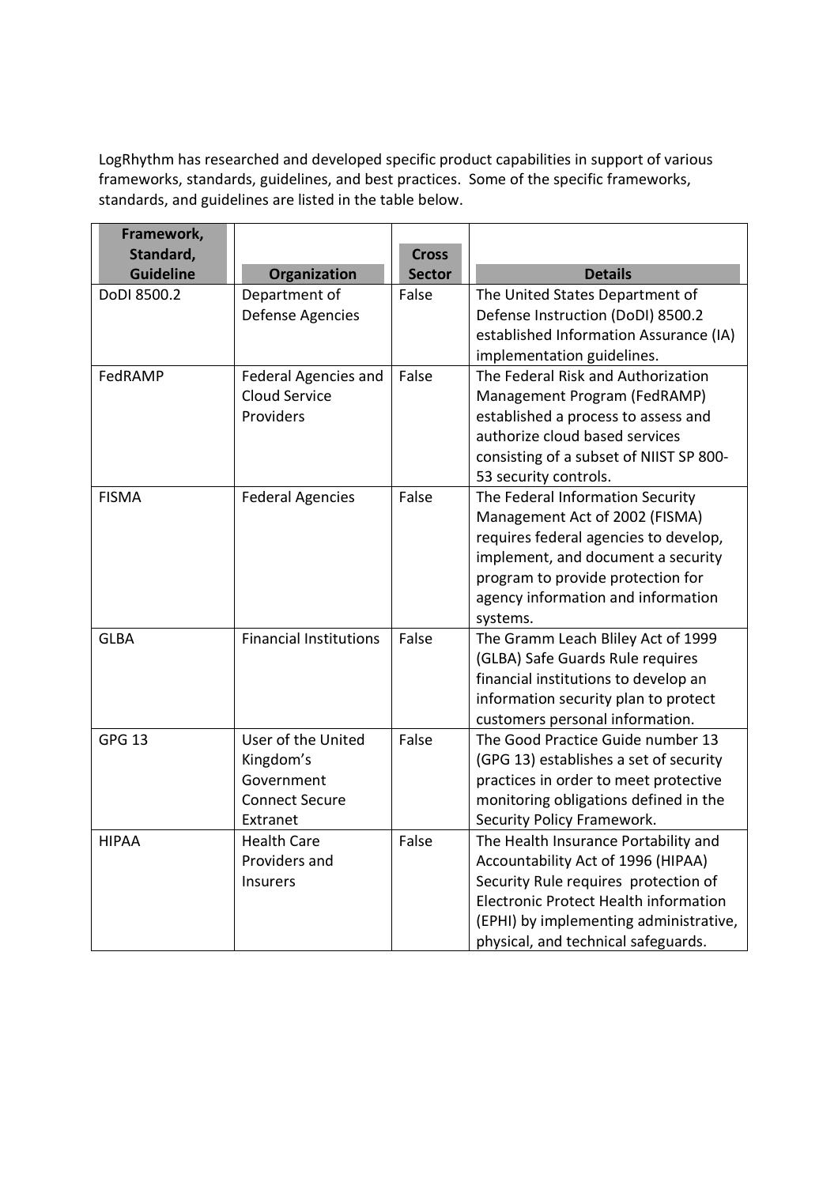LogRhythm has researched and developed specific product capabilities in support of various frameworks, standards, guidelines, and best practices. Some of the specific frameworks, standards, and guidelines are listed in the table below.

| Framework, Standard, Guideline | Organization | Cross Sector | Details |
|---|---|---|---|
| DoDI 8500.2 | Department of Defense Agencies | False | The United States Department of Defense Instruction (DoDI) 8500.2 established Information Assurance (IA) implementation guidelines. |
| FedRAMP | Federal Agencies and Cloud Service Providers | False | The Federal Risk and Authorization Management Program (FedRAMP) established a process to assess and authorize cloud based services consisting of a subset of NIIST SP 800-53 security controls. |
| FISMA | Federal Agencies | False | The Federal Information Security Management Act of 2002 (FISMA) requires federal agencies to develop, implement, and document a security program to provide protection for agency information and information systems. |
| GLBA | Financial Institutions | False | The Gramm Leach Bliley Act of 1999 (GLBA) Safe Guards Rule requires financial institutions to develop an information security plan to protect customers personal information. |
| GPG 13 | User of the United Kingdom's Government Connect Secure Extranet | False | The Good Practice Guide number 13 (GPG 13) establishes a set of security practices in order to meet protective monitoring obligations defined in the Security Policy Framework. |
| HIPAA | Health Care Providers and Insurers | False | The Health Insurance Portability and Accountability Act of 1996 (HIPAA) Security Rule requires protection of Electronic Protect Health information (EPHI) by implementing administrative, physical, and technical safeguards. |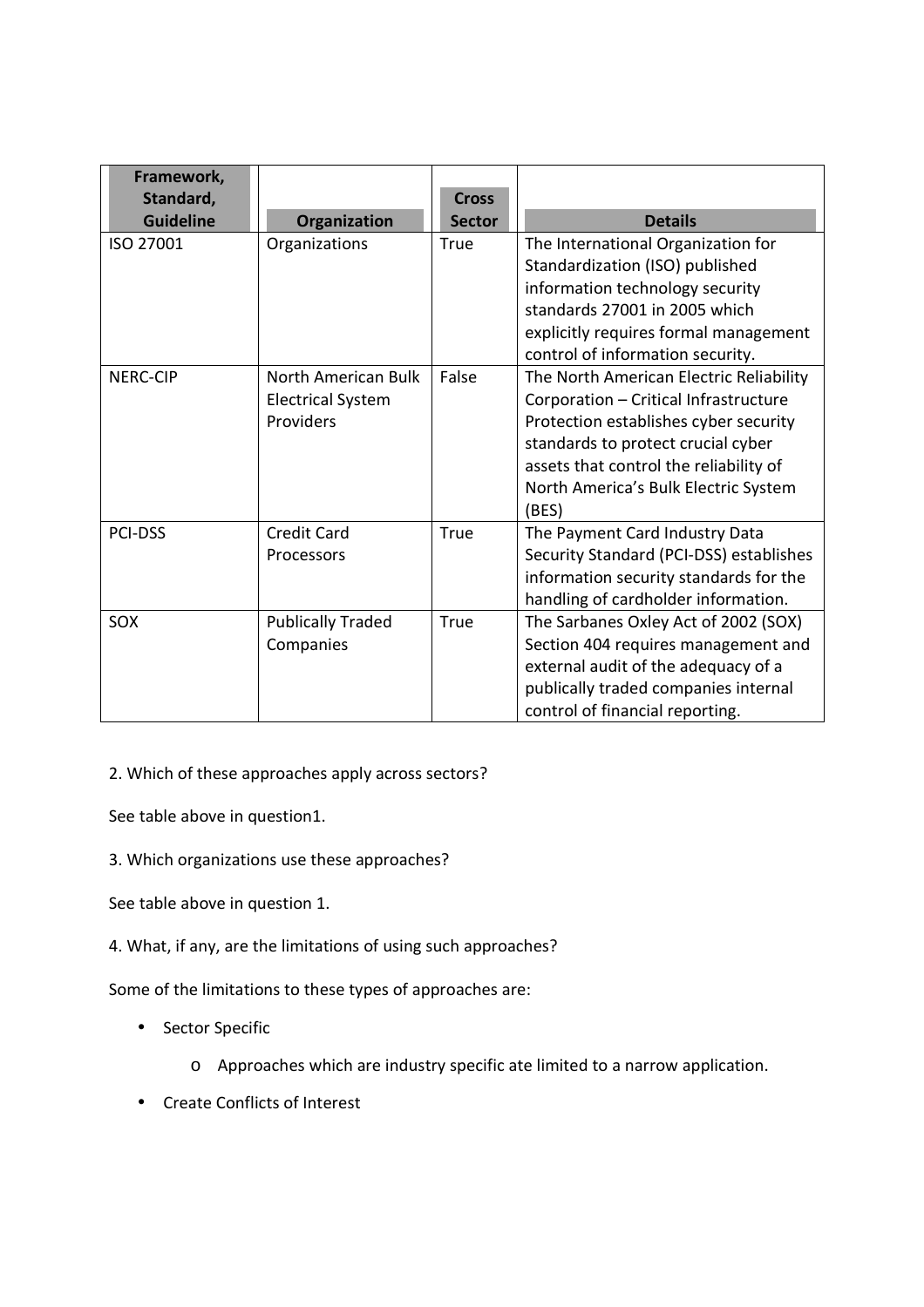| Framework, Standard, Guideline | Organization | Cross Sector | Details |
|---|---|---|---|
| ISO 27001 | Organizations | True | The International Organization for Standardization (ISO) published information technology security standards 27001 in 2005 which explicitly requires formal management control of information security. |
| NERC-CIP | North American Bulk Electrical System Providers | False | The North American Electric Reliability Corporation – Critical Infrastructure Protection establishes cyber security standards to protect crucial cyber assets that control the reliability of North America's Bulk Electric System (BES) |
| PCI-DSS | Credit Card Processors | True | The Payment Card Industry Data Security Standard (PCI-DSS) establishes information security standards for the handling of cardholder information. |
| SOX | Publically Traded Companies | True | The Sarbanes Oxley Act of 2002 (SOX) Section 404 requires management and external audit of the adequacy of a publically traded companies internal control of financial reporting. |

2. Which of these approaches apply across sectors?

See table above in question1.

3. Which organizations use these approaches?

See table above in question 1.

4. What, if any, are the limitations of using such approaches?

Some of the limitations to these types of approaches are:

- Sector Specific
    - Approaches which are industry specific ate limited to a narrow application.
- Create Conflicts of Interest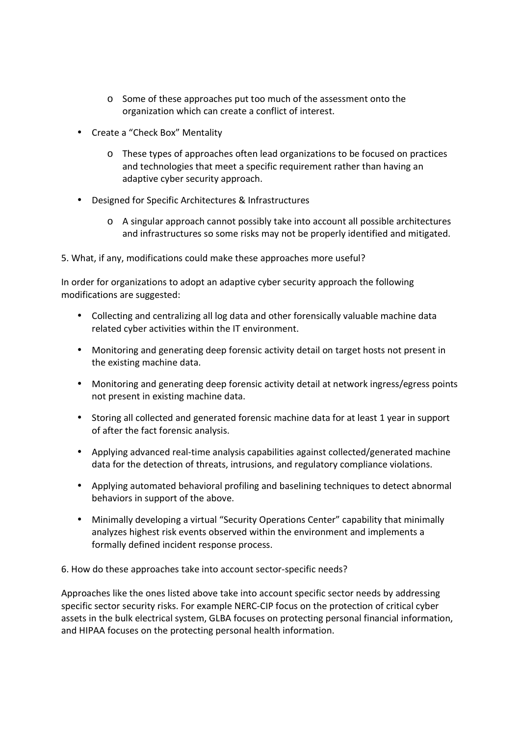- Some of these approaches put too much of the assessment onto the organization which can create a conflict of interest.

- Create a "Check Box" Mentality
  - These types of approaches often lead organizations to be focused on practices and technologies that meet a specific requirement rather than having an adaptive cyber security approach.

- Designed for Specific Architectures & Infrastructures
  - A singular approach cannot possibly take into account all possible architectures and infrastructures so some risks may not be properly identified and mitigated.

5. What, if any, modifications could make these approaches more useful?

In order for organizations to adopt an adaptive cyber security approach the following modifications are suggested:

- Collecting and centralizing all log data and other forensically valuable machine data related cyber activities within the IT environment.
- Monitoring and generating deep forensic activity detail on target hosts not present in the existing machine data.
- Monitoring and generating deep forensic activity detail at network ingress/egress points not present in existing machine data.
- Storing all collected and generated forensic machine data for at least 1 year in support of after the fact forensic analysis.
- Applying advanced real-time analysis capabilities against collected/generated machine data for the detection of threats, intrusions, and regulatory compliance violations.
- Applying automated behavioral profiling and baselining techniques to detect abnormal behaviors in support of the above.
- Minimally developing a virtual "Security Operations Center" capability that minimally analyzes highest risk events observed within the environment and implements a formally defined incident response process.

6. How do these approaches take into account sector-specific needs?

Approaches like the ones listed above take into account specific sector needs by addressing specific sector security risks. For example NERC-CIP focus on the protection of critical cyber assets in the bulk electrical system, GLBA focuses on protecting personal financial information, and HIPAA focuses on the protecting personal health information.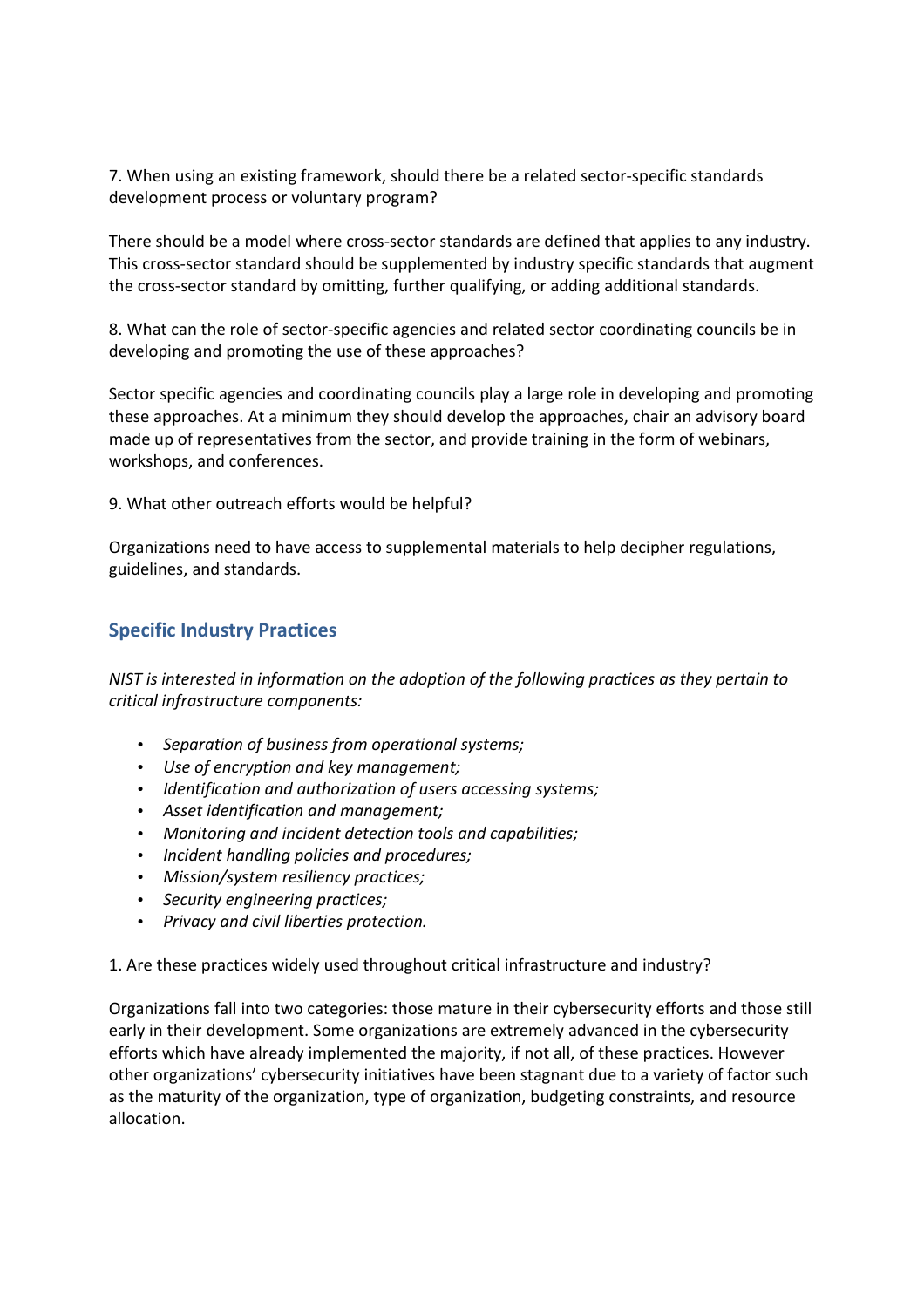7. When using an existing framework, should there be a related sector-specific standards development process or voluntary program?

There should be a model where cross-sector standards are defined that applies to any industry. This cross-sector standard should be supplemented by industry specific standards that augment the cross-sector standard by omitting, further qualifying, or adding additional standards.

8. What can the role of sector-specific agencies and related sector coordinating councils be in developing and promoting the use of these approaches?

Sector specific agencies and coordinating councils play a large role in developing and promoting these approaches. At a minimum they should develop the approaches, chair an advisory board made up of representatives from the sector, and provide training in the form of webinars, workshops, and conferences.

9. What other outreach efforts would be helpful?

Organizations need to have access to supplemental materials to help decipher regulations, guidelines, and standards.

## Specific Industry Practices

*NIST is interested in information on the adoption of the following practices as they pertain to critical infrastructure components:*

- *Separation of business from operational systems;*
- *Use of encryption and key management;*
- *Identification and authorization of users accessing systems;*
- *Asset identification and management;*
- *Monitoring and incident detection tools and capabilities;*
- *Incident handling policies and procedures;*
- *Mission/system resiliency practices;*
- *Security engineering practices;*
- *Privacy and civil liberties protection.*

1. Are these practices widely used throughout critical infrastructure and industry?

Organizations fall into two categories: those mature in their cybersecurity efforts and those still early in their development. Some organizations are extremely advanced in the cybersecurity efforts which have already implemented the majority, if not all, of these practices. However other organizations' cybersecurity initiatives have been stagnant due to a variety of factor such as the maturity of the organization, type of organization, budgeting constraints, and resource allocation.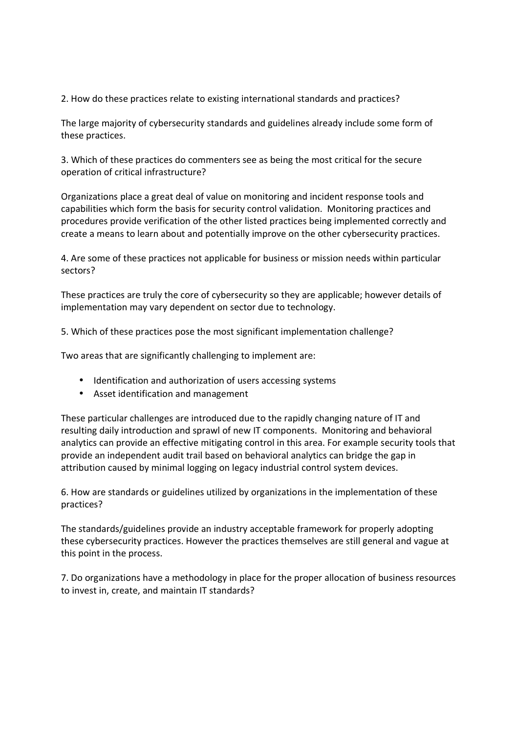2. How do these practices relate to existing international standards and practices?

The large majority of cybersecurity standards and guidelines already include some form of these practices.

3. Which of these practices do commenters see as being the most critical for the secure operation of critical infrastructure?

Organizations place a great deal of value on monitoring and incident response tools and capabilities which form the basis for security control validation. Monitoring practices and procedures provide verification of the other listed practices being implemented correctly and create a means to learn about and potentially improve on the other cybersecurity practices.

4. Are some of these practices not applicable for business or mission needs within particular sectors?

These practices are truly the core of cybersecurity so they are applicable; however details of implementation may vary dependent on sector due to technology.

5. Which of these practices pose the most significant implementation challenge?

Two areas that are significantly challenging to implement are:

- Identification and authorization of users accessing systems
- Asset identification and management

These particular challenges are introduced due to the rapidly changing nature of IT and resulting daily introduction and sprawl of new IT components. Monitoring and behavioral analytics can provide an effective mitigating control in this area. For example security tools that provide an independent audit trail based on behavioral analytics can bridge the gap in attribution caused by minimal logging on legacy industrial control system devices.

6. How are standards or guidelines utilized by organizations in the implementation of these practices?

The standards/guidelines provide an industry acceptable framework for properly adopting these cybersecurity practices. However the practices themselves are still general and vague at this point in the process.

7. Do organizations have a methodology in place for the proper allocation of business resources to invest in, create, and maintain IT standards?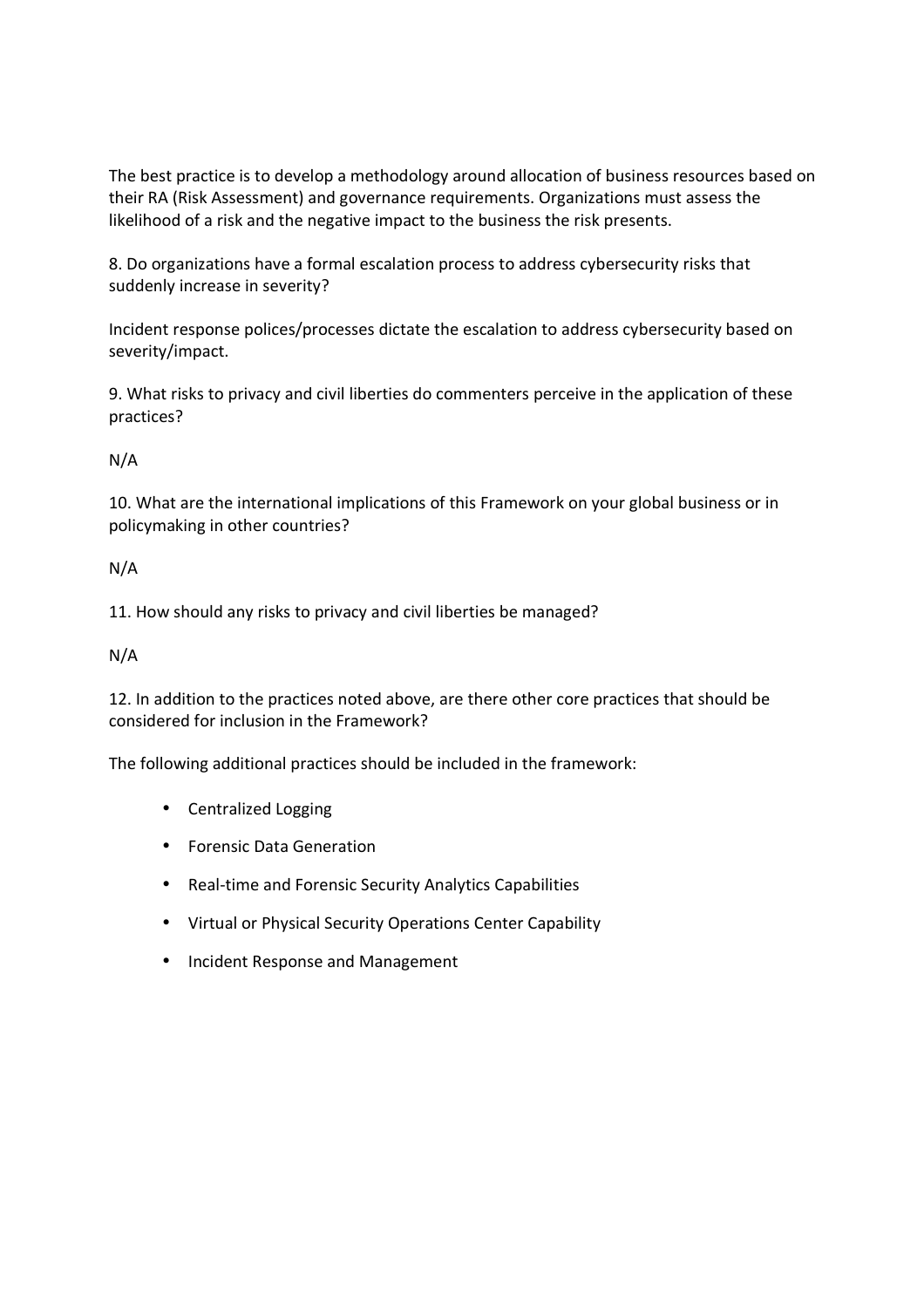The best practice is to develop a methodology around allocation of business resources based on their RA (Risk Assessment) and governance requirements. Organizations must assess the likelihood of a risk and the negative impact to the business the risk presents.

8. Do organizations have a formal escalation process to address cybersecurity risks that suddenly increase in severity?

Incident response polices/processes dictate the escalation to address cybersecurity based on severity/impact.

9. What risks to privacy and civil liberties do commenters perceive in the application of these practices?

N/A

10. What are the international implications of this Framework on your global business or in policymaking in other countries?

N/A

11. How should any risks to privacy and civil liberties be managed?

N/A

12. In addition to the practices noted above, are there other core practices that should be considered for inclusion in the Framework?

The following additional practices should be included in the framework:

- Centralized Logging
- Forensic Data Generation
- Real-time and Forensic Security Analytics Capabilities
- Virtual or Physical Security Operations Center Capability
- Incident Response and Management